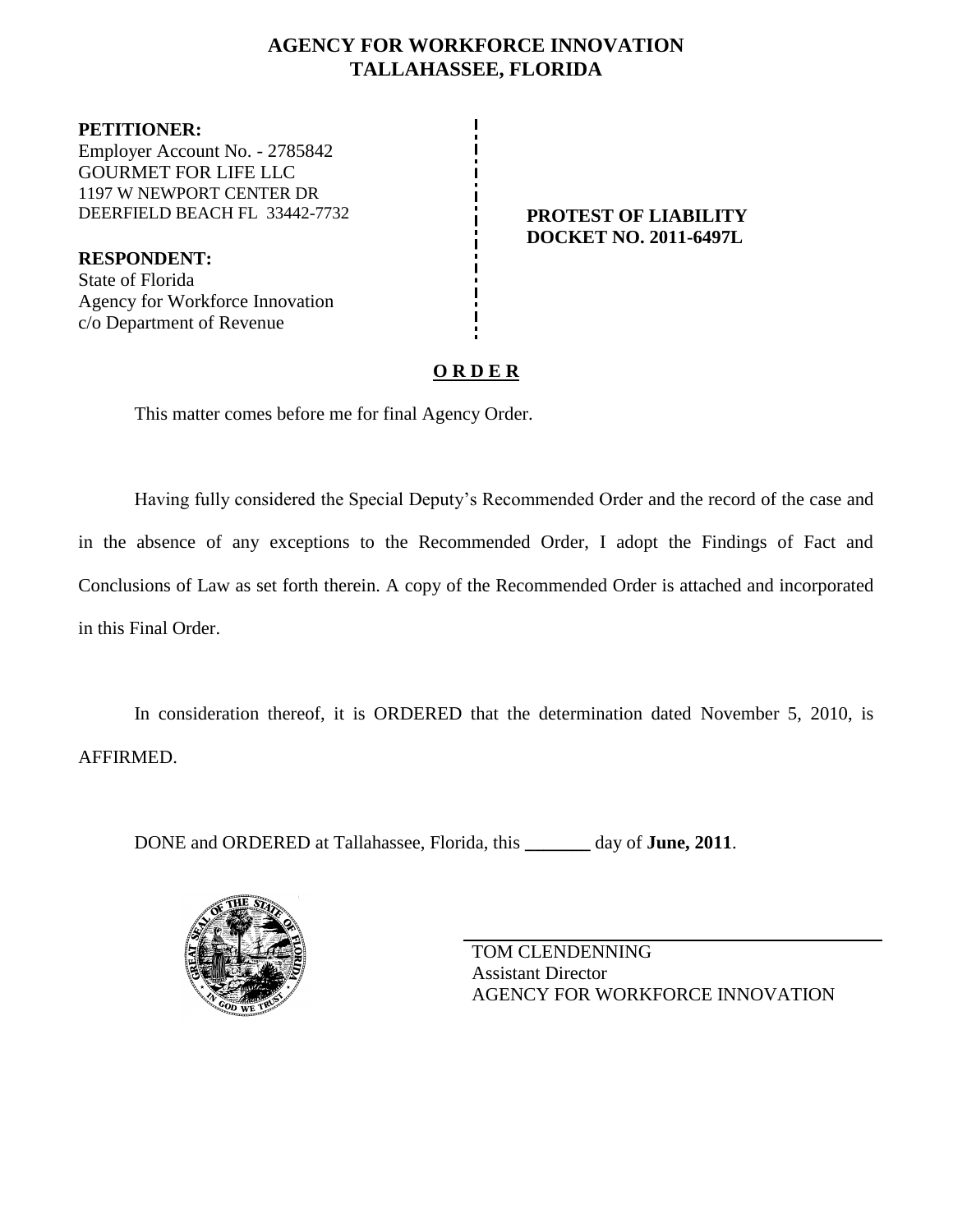# AGENCY FOR WORKFORCE INNOVATION
## TALLAHASSEE, FLORIDA

**PETITIONER:**
Employer Account No. - 2785842
GOURMET FOR LIFE LLC
1197 W NEWPORT CENTER DR
DEERFIELD BEACH FL 33442-7732

**RESPONDENT:**
State of Florida
Agency for Workforce Innovation
c/o Department of Revenue

**PROTEST OF LIABILITY**
**DOCKET NO. 2011-6497L**

## O R D E R

This matter comes before me for final Agency Order.

Having fully considered the Special Deputy's Recommended Order and the record of the case and in the absence of any exceptions to the Recommended Order, I adopt the Findings of Fact and Conclusions of Law as set forth therein. A copy of the Recommended Order is attached and incorporated in this Final Order.

In consideration thereof, it is ORDERED that the determination dated November 5, 2010, is AFFIRMED.

DONE and ORDERED at Tallahassee, Florida, this _______ day of **June, 2011**.

TOM CLENDENNING
Assistant Director
AGENCY FOR WORKFORCE INNOVATION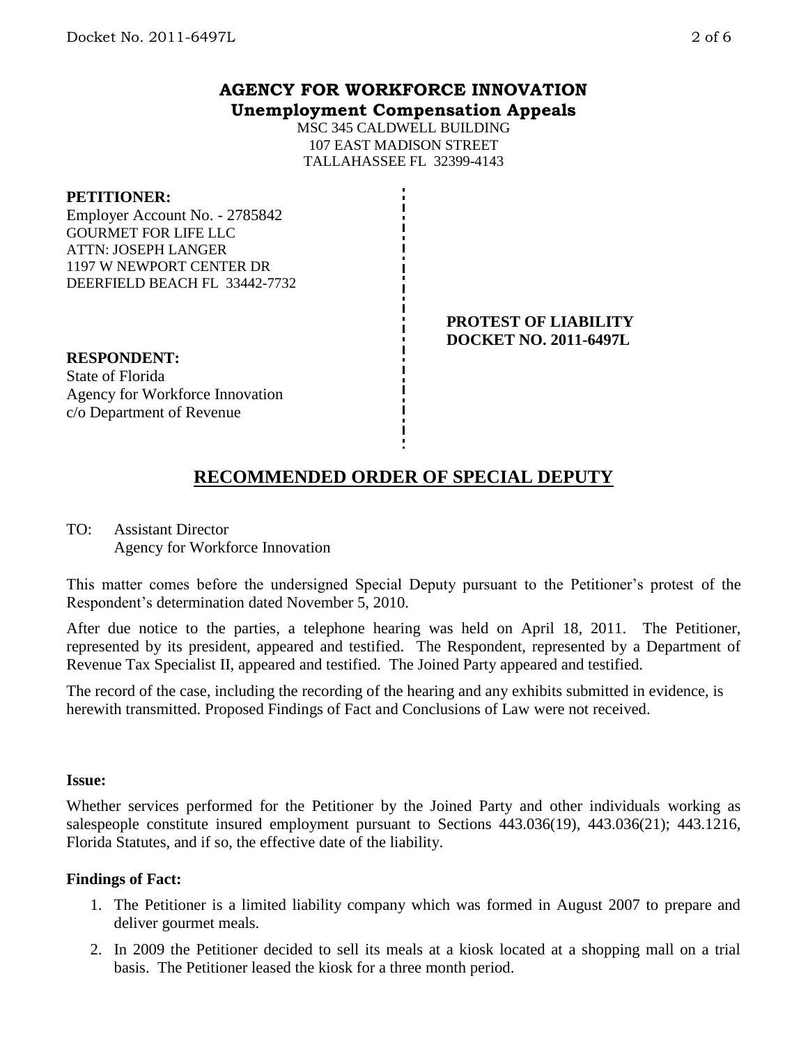## AGENCY FOR WORKFORCE INNOVATION
**Unemployment Compensation Appeals**

MSC 345 CALDWELL BUILDING
107 EAST MADISON STREET
TALLAHASSEE FL 32399-4143

**PETITIONER:**
Employer Account No. - 2785842
GOURMET FOR LIFE LLC
ATTN: JOSEPH LANGER
1197 W NEWPORT CENTER DR
DEERFIELD BEACH FL 33442-7732

**PROTEST OF LIABILITY**
**DOCKET NO. 2011-6497L**

**RESPONDENT:**
State of Florida
Agency for Workforce Innovation
c/o Department of Revenue

# RECOMMENDED ORDER OF SPECIAL DEPUTY

TO: Assistant Director
Agency for Workforce Innovation

This matter comes before the undersigned Special Deputy pursuant to the Petitioner's protest of the Respondent's determination dated November 5, 2010.

After due notice to the parties, a telephone hearing was held on April 18, 2011. The Petitioner, represented by its president, appeared and testified. The Respondent, represented by a Department of Revenue Tax Specialist II, appeared and testified. The Joined Party appeared and testified.

The record of the case, including the recording of the hearing and any exhibits submitted in evidence, is herewith transmitted. Proposed Findings of Fact and Conclusions of Law were not received.

**Issue:**

Whether services performed for the Petitioner by the Joined Party and other individuals working as salespeople constitute insured employment pursuant to Sections 443.036(19), 443.036(21); 443.1216, Florida Statutes, and if so, the effective date of the liability.

**Findings of Fact:**

1. The Petitioner is a limited liability company which was formed in August 2007 to prepare and deliver gourmet meals.
2. In 2009 the Petitioner decided to sell its meals at a kiosk located at a shopping mall on a trial basis. The Petitioner leased the kiosk for a three month period.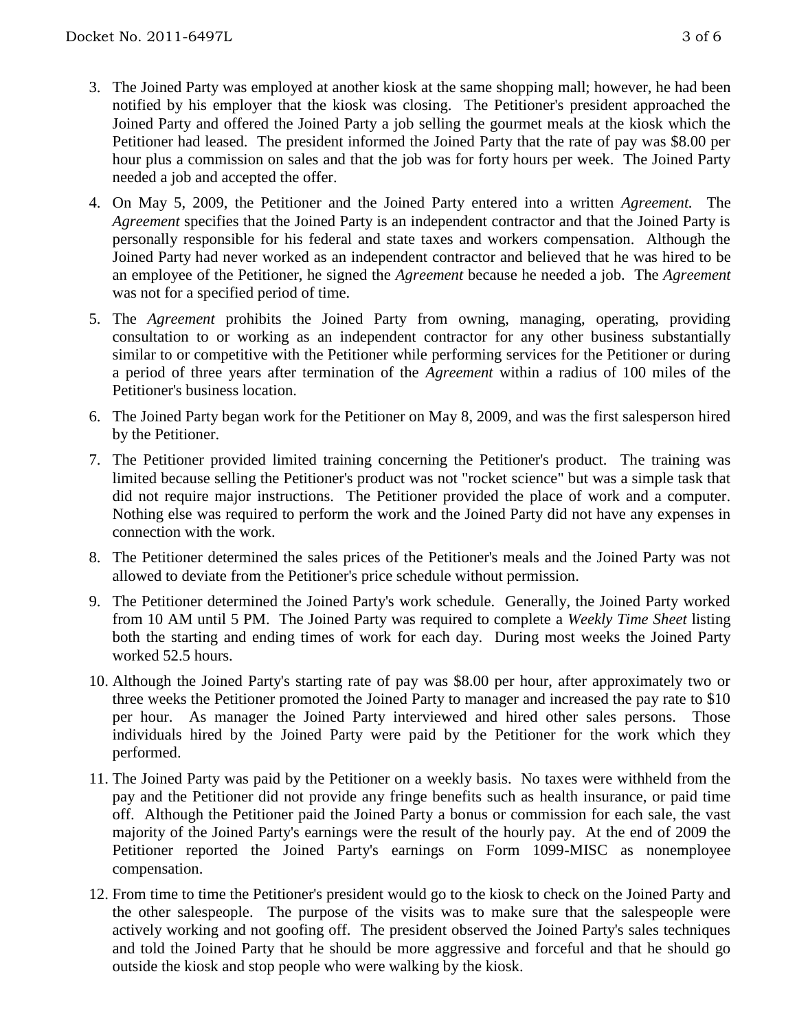3. The Joined Party was employed at another kiosk at the same shopping mall; however, he had been notified by his employer that the kiosk was closing. The Petitioner's president approached the Joined Party and offered the Joined Party a job selling the gourmet meals at the kiosk which the Petitioner had leased. The president informed the Joined Party that the rate of pay was $8.00 per hour plus a commission on sales and that the job was for forty hours per week. The Joined Party needed a job and accepted the offer.

4. On May 5, 2009, the Petitioner and the Joined Party entered into a written *Agreement.* The *Agreement* specifies that the Joined Party is an independent contractor and that the Joined Party is personally responsible for his federal and state taxes and workers compensation. Although the Joined Party had never worked as an independent contractor and believed that he was hired to be an employee of the Petitioner, he signed the *Agreement* because he needed a job. The *Agreement* was not for a specified period of time.

5. The *Agreement* prohibits the Joined Party from owning, managing, operating, providing consultation to or working as an independent contractor for any other business substantially similar to or competitive with the Petitioner while performing services for the Petitioner or during a period of three years after termination of the *Agreement* within a radius of 100 miles of the Petitioner's business location.

6. The Joined Party began work for the Petitioner on May 8, 2009, and was the first salesperson hired by the Petitioner.

7. The Petitioner provided limited training concerning the Petitioner's product. The training was limited because selling the Petitioner's product was not "rocket science" but was a simple task that did not require major instructions. The Petitioner provided the place of work and a computer. Nothing else was required to perform the work and the Joined Party did not have any expenses in connection with the work.

8. The Petitioner determined the sales prices of the Petitioner's meals and the Joined Party was not allowed to deviate from the Petitioner's price schedule without permission.

9. The Petitioner determined the Joined Party's work schedule. Generally, the Joined Party worked from 10 AM until 5 PM. The Joined Party was required to complete a *Weekly Time Sheet* listing both the starting and ending times of work for each day. During most weeks the Joined Party worked 52.5 hours.

10. Although the Joined Party's starting rate of pay was $8.00 per hour, after approximately two or three weeks the Petitioner promoted the Joined Party to manager and increased the pay rate to $10 per hour. As manager the Joined Party interviewed and hired other sales persons. Those individuals hired by the Joined Party were paid by the Petitioner for the work which they performed.

11. The Joined Party was paid by the Petitioner on a weekly basis. No taxes were withheld from the pay and the Petitioner did not provide any fringe benefits such as health insurance, or paid time off. Although the Petitioner paid the Joined Party a bonus or commission for each sale, the vast majority of the Joined Party's earnings were the result of the hourly pay. At the end of 2009 the Petitioner reported the Joined Party's earnings on Form 1099-MISC as nonemployee compensation.

12. From time to time the Petitioner's president would go to the kiosk to check on the Joined Party and the other salespeople. The purpose of the visits was to make sure that the salespeople were actively working and not goofing off. The president observed the Joined Party's sales techniques and told the Joined Party that he should be more aggressive and forceful and that he should go outside the kiosk and stop people who were walking by the kiosk.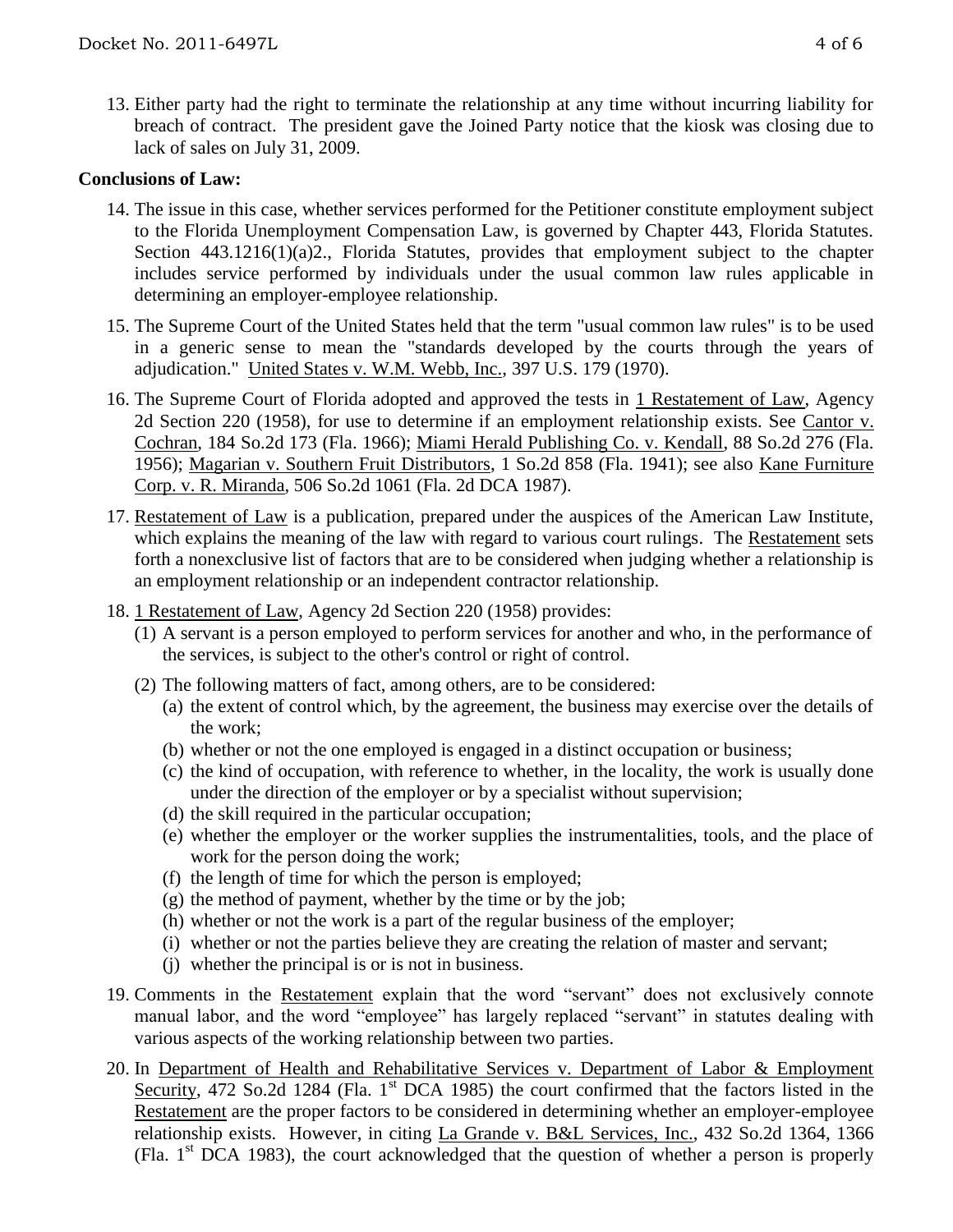13. Either party had the right to terminate the relationship at any time without incurring liability for breach of contract. The president gave the Joined Party notice that the kiosk was closing due to lack of sales on July 31, 2009.

**Conclusions of Law:**

14. The issue in this case, whether services performed for the Petitioner constitute employment subject to the Florida Unemployment Compensation Law, is governed by Chapter 443, Florida Statutes. Section 443.1216(1)(a)2., Florida Statutes, provides that employment subject to the chapter includes service performed by individuals under the usual common law rules applicable in determining an employer-employee relationship.

15. The Supreme Court of the United States held that the term "usual common law rules" is to be used in a generic sense to mean the "standards developed by the courts through the years of adjudication." United States v. W.M. Webb, Inc., 397 U.S. 179 (1970).

16. The Supreme Court of Florida adopted and approved the tests in 1 Restatement of Law, Agency 2d Section 220 (1958), for use to determine if an employment relationship exists. See Cantor v. Cochran, 184 So.2d 173 (Fla. 1966); Miami Herald Publishing Co. v. Kendall, 88 So.2d 276 (Fla. 1956); Magarian v. Southern Fruit Distributors, 1 So.2d 858 (Fla. 1941); see also Kane Furniture Corp. v. R. Miranda, 506 So.2d 1061 (Fla. 2d DCA 1987).

17. Restatement of Law is a publication, prepared under the auspices of the American Law Institute, which explains the meaning of the law with regard to various court rulings. The Restatement sets forth a nonexclusive list of factors that are to be considered when judging whether a relationship is an employment relationship or an independent contractor relationship.

18. 1 Restatement of Law, Agency 2d Section 220 (1958) provides:
    (1) A servant is a person employed to perform services for another and who, in the performance of the services, is subject to the other's control or right of control.
    (2) The following matters of fact, among others, are to be considered:
        (a) the extent of control which, by the agreement, the business may exercise over the details of the work;
        (b) whether or not the one employed is engaged in a distinct occupation or business;
        (c) the kind of occupation, with reference to whether, in the locality, the work is usually done under the direction of the employer or by a specialist without supervision;
        (d) the skill required in the particular occupation;
        (e) whether the employer or the worker supplies the instrumentalities, tools, and the place of work for the person doing the work;
        (f) the length of time for which the person is employed;
        (g) the method of payment, whether by the time or by the job;
        (h) whether or not the work is a part of the regular business of the employer;
        (i) whether or not the parties believe they are creating the relation of master and servant;
        (j) whether the principal is or is not in business.

19. Comments in the Restatement explain that the word "servant" does not exclusively connote manual labor, and the word "employee" has largely replaced "servant" in statutes dealing with various aspects of the working relationship between two parties.

20. In Department of Health and Rehabilitative Services v. Department of Labor & Employment Security, 472 So.2d 1284 (Fla. 1st DCA 1985) the court confirmed that the factors listed in the Restatement are the proper factors to be considered in determining whether an employer-employee relationship exists. However, in citing La Grande v. B&L Services, Inc., 432 So.2d 1364, 1366 (Fla. 1st DCA 1983), the court acknowledged that the question of whether a person is properly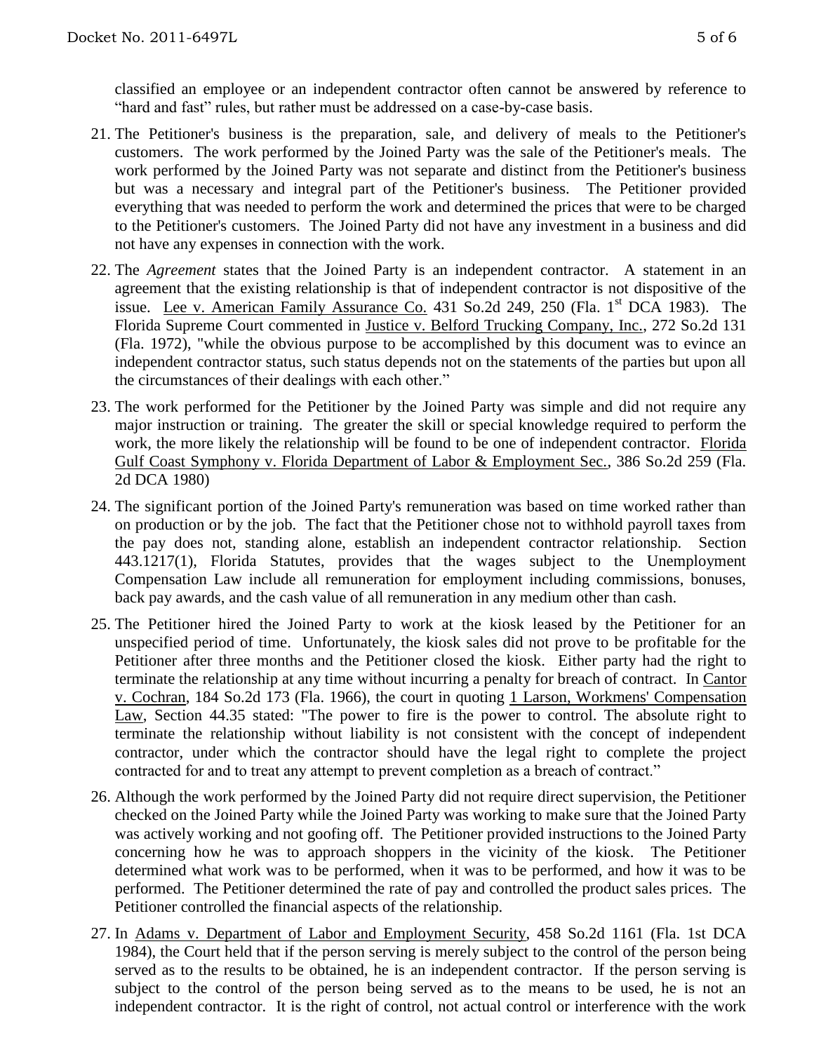classified an employee or an independent contractor often cannot be answered by reference to "hard and fast" rules, but rather must be addressed on a case-by-case basis.

21. The Petitioner's business is the preparation, sale, and delivery of meals to the Petitioner's customers. The work performed by the Joined Party was the sale of the Petitioner's meals. The work performed by the Joined Party was not separate and distinct from the Petitioner's business but was a necessary and integral part of the Petitioner's business. The Petitioner provided everything that was needed to perform the work and determined the prices that were to be charged to the Petitioner's customers. The Joined Party did not have any investment in a business and did not have any expenses in connection with the work.

22. The *Agreement* states that the Joined Party is an independent contractor. A statement in an agreement that the existing relationship is that of independent contractor is not dispositive of the issue. Lee v. American Family Assurance Co. 431 So.2d 249, 250 (Fla. 1st DCA 1983). The Florida Supreme Court commented in Justice v. Belford Trucking Company, Inc., 272 So.2d 131 (Fla. 1972), "while the obvious purpose to be accomplished by this document was to evince an independent contractor status, such status depends not on the statements of the parties but upon all the circumstances of their dealings with each other."

23. The work performed for the Petitioner by the Joined Party was simple and did not require any major instruction or training. The greater the skill or special knowledge required to perform the work, the more likely the relationship will be found to be one of independent contractor. Florida Gulf Coast Symphony v. Florida Department of Labor & Employment Sec., 386 So.2d 259 (Fla. 2d DCA 1980)

24. The significant portion of the Joined Party's remuneration was based on time worked rather than on production or by the job. The fact that the Petitioner chose not to withhold payroll taxes from the pay does not, standing alone, establish an independent contractor relationship. Section 443.1217(1), Florida Statutes, provides that the wages subject to the Unemployment Compensation Law include all remuneration for employment including commissions, bonuses, back pay awards, and the cash value of all remuneration in any medium other than cash.

25. The Petitioner hired the Joined Party to work at the kiosk leased by the Petitioner for an unspecified period of time. Unfortunately, the kiosk sales did not prove to be profitable for the Petitioner after three months and the Petitioner closed the kiosk. Either party had the right to terminate the relationship at any time without incurring a penalty for breach of contract. In Cantor v. Cochran, 184 So.2d 173 (Fla. 1966), the court in quoting 1 Larson, Workmens' Compensation Law, Section 44.35 stated: "The power to fire is the power to control. The absolute right to terminate the relationship without liability is not consistent with the concept of independent contractor, under which the contractor should have the legal right to complete the project contracted for and to treat any attempt to prevent completion as a breach of contract."

26. Although the work performed by the Joined Party did not require direct supervision, the Petitioner checked on the Joined Party while the Joined Party was working to make sure that the Joined Party was actively working and not goofing off. The Petitioner provided instructions to the Joined Party concerning how he was to approach shoppers in the vicinity of the kiosk. The Petitioner determined what work was to be performed, when it was to be performed, and how it was to be performed. The Petitioner determined the rate of pay and controlled the product sales prices. The Petitioner controlled the financial aspects of the relationship.

27. In Adams v. Department of Labor and Employment Security, 458 So.2d 1161 (Fla. 1st DCA 1984), the Court held that if the person serving is merely subject to the control of the person being served as to the results to be obtained, he is an independent contractor. If the person serving is subject to the control of the person being served as to the means to be used, he is not an independent contractor. It is the right of control, not actual control or interference with the work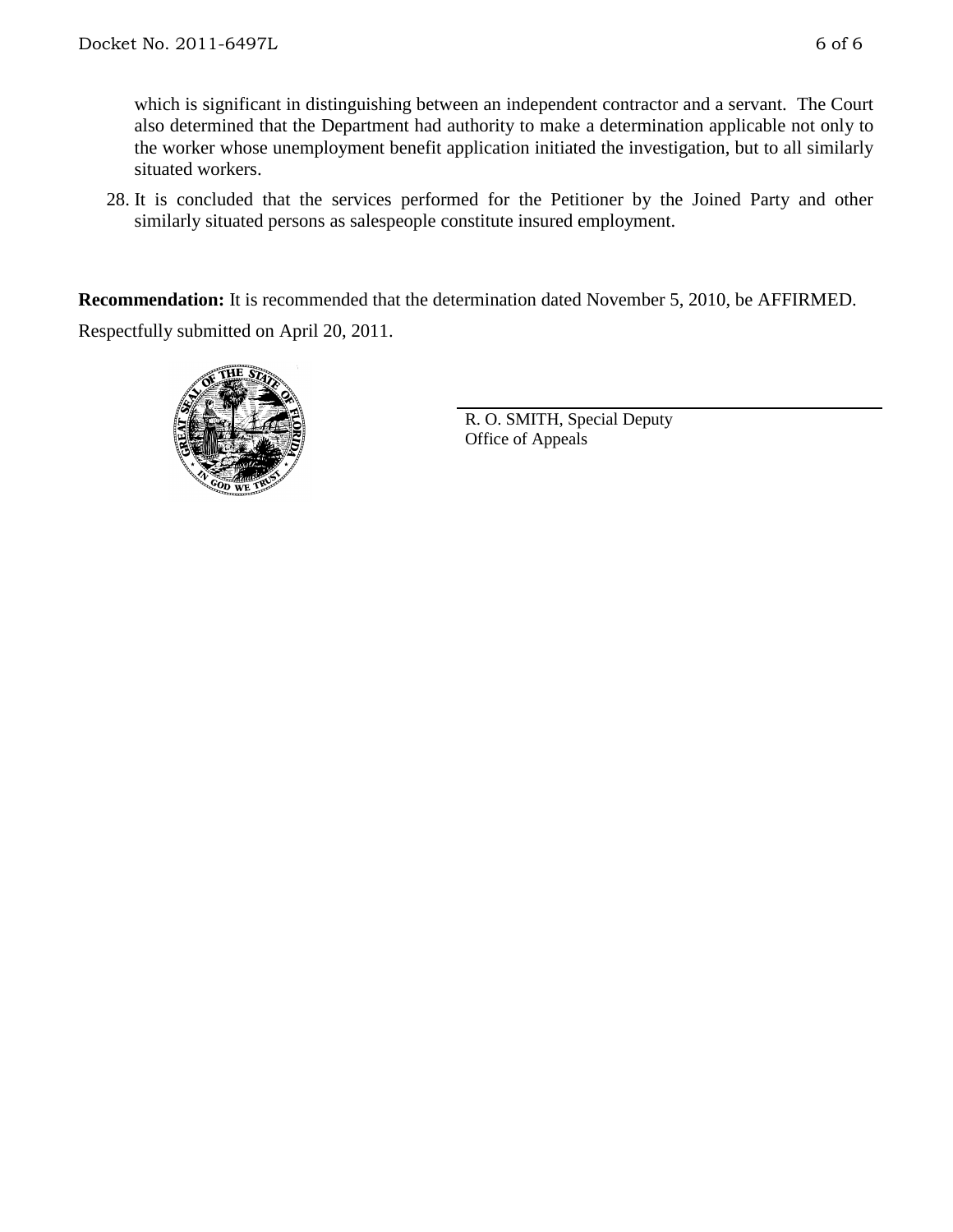which is significant in distinguishing between an independent contractor and a servant. The Court also determined that the Department had authority to make a determination applicable not only to the worker whose unemployment benefit application initiated the investigation, but to all similarly situated workers.

28. It is concluded that the services performed for the Petitioner by the Joined Party and other similarly situated persons as salespeople constitute insured employment.

**Recommendation:** It is recommended that the determination dated November 5, 2010, be AFFIRMED.

Respectfully submitted on April 20, 2011.

R. O. SMITH, Special Deputy
Office of Appeals